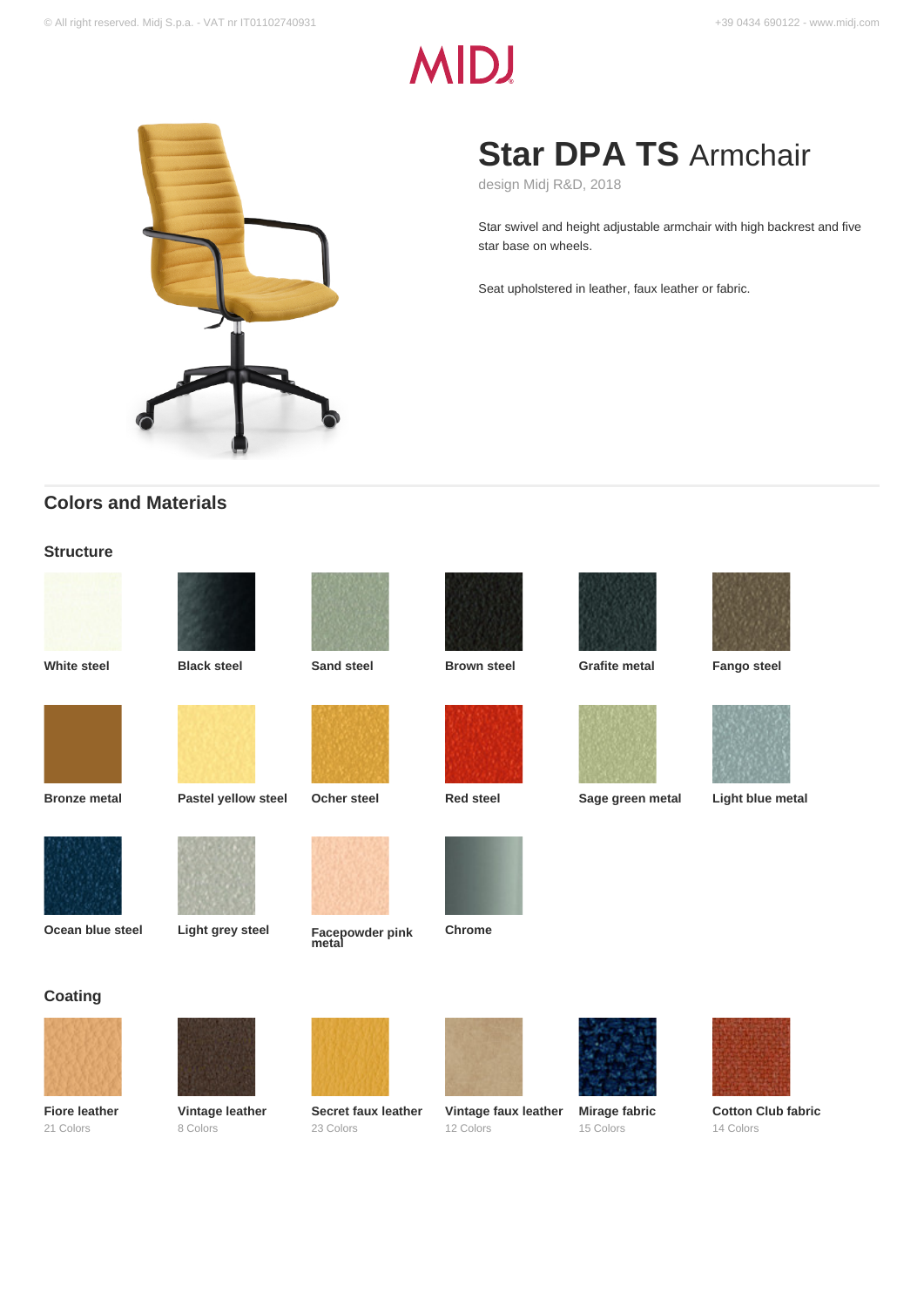# Star DPA TS Armchair

design Midj R&D, 2018

Star swivel and height adjustable armchair with high backrest and five star base on wheels.

Seat upholstered in leather, faux leather or fabric.

## Colors and Materials

### Structure

- White steel
- Black steel
- Sand steel
- Brown steel
- Grafite metal
- Fango steel
- Bronze metal
- Pastel yellow steel
- Ocher steel
- Red steel
- Sage green metal
- Light blue metal
- Ocean blue steel
- Light grey steel
- Facepowder pink metal
- Chrome

### Coating

- **Fiore leather** – 21 Colors
- **Vintage leather** – 8 Colors
- **Secret faux leather** – 23 Colors
- **Vintage faux leather** – 12 Colors
- **Mirage fabric** – 15 Colors
- **Cotton Club fabric** – 14 Colors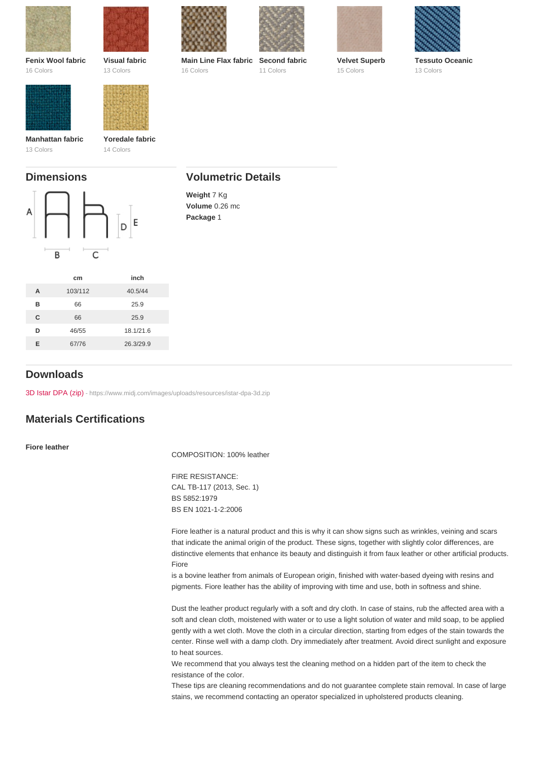**Fenix Wool fabric**
16 Colors

**Visual fabric**
13 Colors

**Main Line Flax fabric**
16 Colors

**Second fabric**
11 Colors

**Velvet Superb**
15 Colors

**Tessuto Oceanic**
13 Colors

**Manhattan fabric**
13 Colors

**Yoredale fabric**
14 Colors

## Dimensions

| | cm | inch |
|---|---|---|
| **A** | 103/112 | 40.5/44 |
| **B** | 66 | 25.9 |
| **C** | 66 | 25.9 |
| **D** | 46/55 | 18.1/21.6 |
| **E** | 67/76 | 26.3/29.9 |

## Volumetric Details

**Weight** 7 Kg
**Volume** 0.26 mc
**Package** 1

## Downloads

3D Istar DPA (zip) - https://www.midj.com/images/uploads/resources/istar-dpa-3d.zip

## Materials Certifications

**Fiore leather**

COMPOSITION: 100% leather

FIRE RESISTANCE:
CAL TB-117 (2013, Sec. 1)
BS 5852:1979
BS EN 1021-1-2:2006

Fiore leather is a natural product and this is why it can show signs such as wrinkles, veining and scars that indicate the animal origin of the product. These signs, together with slightly color differences, are distinctive elements that enhance its beauty and distinguish it from faux leather or other artificial products. Fiore
is a bovine leather from animals of European origin, finished with water-based dyeing with resins and pigments. Fiore leather has the ability of improving with time and use, both in softness and shine.

Dust the leather product regularly with a soft and dry cloth. In case of stains, rub the affected area with a soft and clean cloth, moistened with water or to use a light solution of water and mild soap, to be applied gently with a wet cloth. Move the cloth in a circular direction, starting from edges of the stain towards the center. Rinse well with a damp cloth. Dry immediately after treatment. Avoid direct sunlight and exposure to heat sources.
We recommend that you always test the cleaning method on a hidden part of the item to check the resistance of the color.
These tips are cleaning recommendations and do not guarantee complete stain removal. In case of large stains, we recommend contacting an operator specialized in upholstered products cleaning.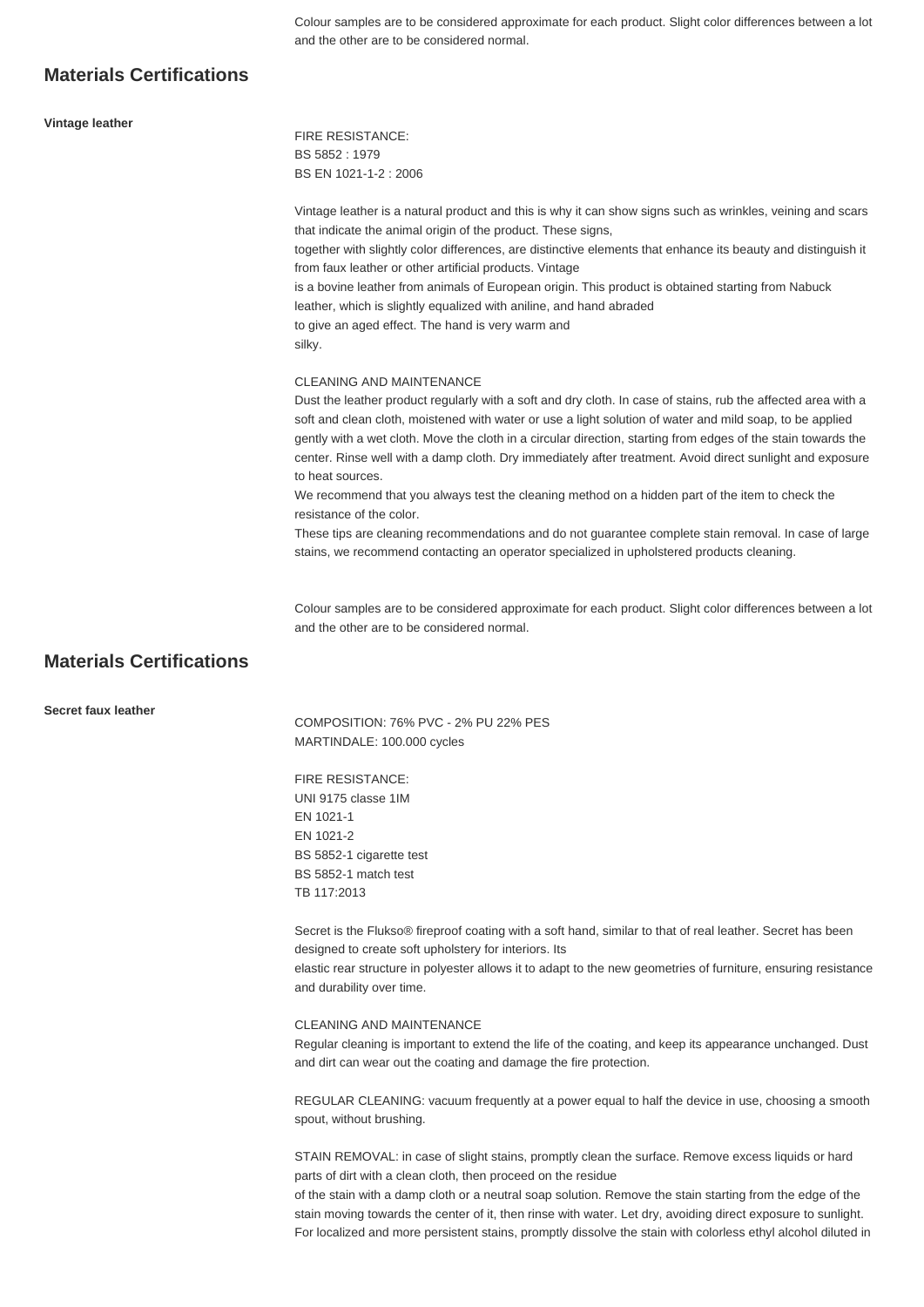Colour samples are to be considered approximate for each product. Slight color differences between a lot and the other are to be considered normal.

## Materials Certifications

**Vintage leather**

FIRE RESISTANCE:
BS 5852 : 1979
BS EN 1021-1-2 : 2006

Vintage leather is a natural product and this is why it can show signs such as wrinkles, veining and scars that indicate the animal origin of the product. These signs,
together with slightly color differences, are distinctive elements that enhance its beauty and distinguish it from faux leather or other artificial products. Vintage
is a bovine leather from animals of European origin. This product is obtained starting from Nabuck leather, which is slightly equalized with aniline, and hand abraded
to give an aged effect. The hand is very warm and
silky.

CLEANING AND MAINTENANCE
Dust the leather product regularly with a soft and dry cloth. In case of stains, rub the affected area with a soft and clean cloth, moistened with water or use a light solution of water and mild soap, to be applied gently with a wet cloth. Move the cloth in a circular direction, starting from edges of the stain towards the center. Rinse well with a damp cloth. Dry immediately after treatment. Avoid direct sunlight and exposure to heat sources.
We recommend that you always test the cleaning method on a hidden part of the item to check the resistance of the color.
These tips are cleaning recommendations and do not guarantee complete stain removal. In case of large stains, we recommend contacting an operator specialized in upholstered products cleaning.

Colour samples are to be considered approximate for each product. Slight color differences between a lot and the other are to be considered normal.

## Materials Certifications

**Secret faux leather**

COMPOSITION: 76% PVC - 2% PU 22% PES
MARTINDALE: 100.000 cycles

FIRE RESISTANCE:
UNI 9175 classe 1IM
EN 1021-1
EN 1021-2
BS 5852-1 cigarette test
BS 5852-1 match test
TB 117:2013

Secret is the Flukso® fireproof coating with a soft hand, similar to that of real leather. Secret has been designed to create soft upholstery for interiors. Its
elastic rear structure in polyester allows it to adapt to the new geometries of furniture, ensuring resistance and durability over time.

CLEANING AND MAINTENANCE
Regular cleaning is important to extend the life of the coating, and keep its appearance unchanged. Dust and dirt can wear out the coating and damage the fire protection.

REGULAR CLEANING: vacuum frequently at a power equal to half the device in use, choosing a smooth spout, without brushing.

STAIN REMOVAL: in case of slight stains, promptly clean the surface. Remove excess liquids or hard parts of dirt with a clean cloth, then proceed on the residue
of the stain with a damp cloth or a neutral soap solution. Remove the stain starting from the edge of the stain moving towards the center of it, then rinse with water. Let dry, avoiding direct exposure to sunlight.
For localized and more persistent stains, promptly dissolve the stain with colorless ethyl alcohol diluted in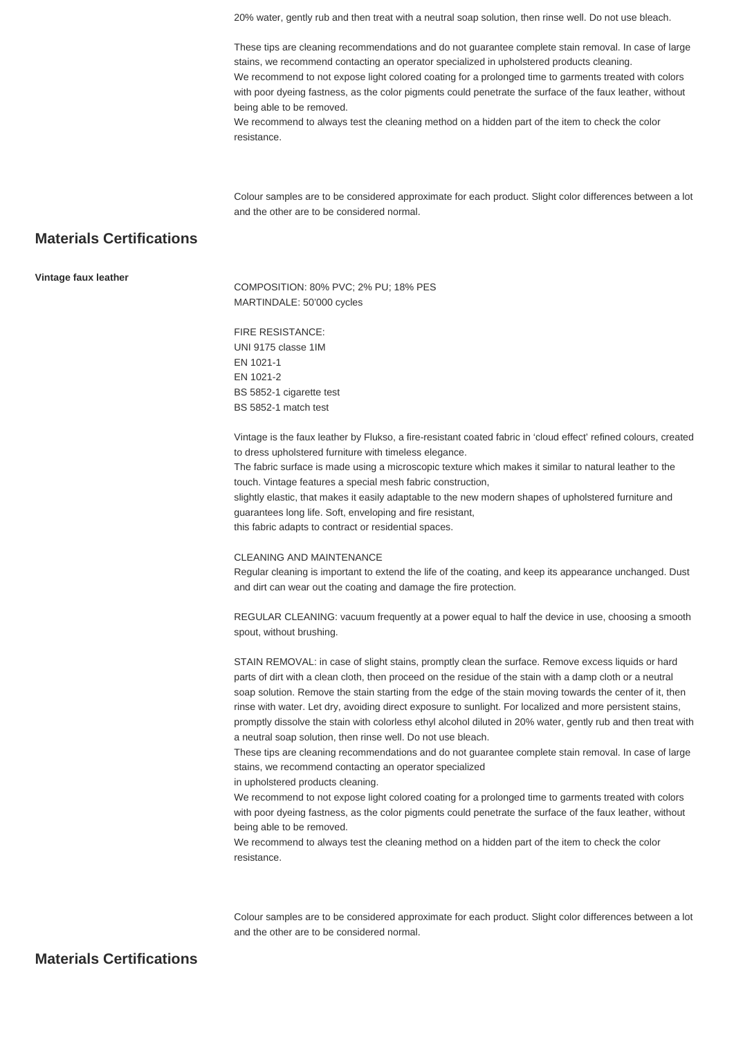20% water, gently rub and then treat with a neutral soap solution, then rinse well. Do not use bleach.

These tips are cleaning recommendations and do not guarantee complete stain removal. In case of large stains, we recommend contacting an operator specialized in upholstered products cleaning.
We recommend to not expose light colored coating for a prolonged time to garments treated with colors with poor dyeing fastness, as the color pigments could penetrate the surface of the faux leather, without being able to be removed.
We recommend to always test the cleaning method on a hidden part of the item to check the color resistance.

Colour samples are to be considered approximate for each product. Slight color differences between a lot and the other are to be considered normal.

## Materials Certifications

**Vintage faux leather**

COMPOSITION: 80% PVC; 2% PU; 18% PES
MARTINDALE: 50'000 cycles

FIRE RESISTANCE:
UNI 9175 classe 1IM
EN 1021-1
EN 1021-2
BS 5852-1 cigarette test
BS 5852-1 match test

Vintage is the faux leather by Flukso, a fire-resistant coated fabric in 'cloud effect' refined colours, created to dress upholstered furniture with timeless elegance.
The fabric surface is made using a microscopic texture which makes it similar to natural leather to the touch. Vintage features a special mesh fabric construction,
slightly elastic, that makes it easily adaptable to the new modern shapes of upholstered furniture and guarantees long life. Soft, enveloping and fire resistant,
this fabric adapts to contract or residential spaces.

CLEANING AND MAINTENANCE
Regular cleaning is important to extend the life of the coating, and keep its appearance unchanged. Dust and dirt can wear out the coating and damage the fire protection.

REGULAR CLEANING: vacuum frequently at a power equal to half the device in use, choosing a smooth spout, without brushing.

STAIN REMOVAL: in case of slight stains, promptly clean the surface. Remove excess liquids or hard parts of dirt with a clean cloth, then proceed on the residue of the stain with a damp cloth or a neutral soap solution. Remove the stain starting from the edge of the stain moving towards the center of it, then rinse with water. Let dry, avoiding direct exposure to sunlight. For localized and more persistent stains, promptly dissolve the stain with colorless ethyl alcohol diluted in 20% water, gently rub and then treat with a neutral soap solution, then rinse well. Do not use bleach.
These tips are cleaning recommendations and do not guarantee complete stain removal. In case of large stains, we recommend contacting an operator specialized
in upholstered products cleaning.
We recommend to not expose light colored coating for a prolonged time to garments treated with colors with poor dyeing fastness, as the color pigments could penetrate the surface of the faux leather, without being able to be removed.
We recommend to always test the cleaning method on a hidden part of the item to check the color resistance.

Colour samples are to be considered approximate for each product. Slight color differences between a lot and the other are to be considered normal.

## Materials Certifications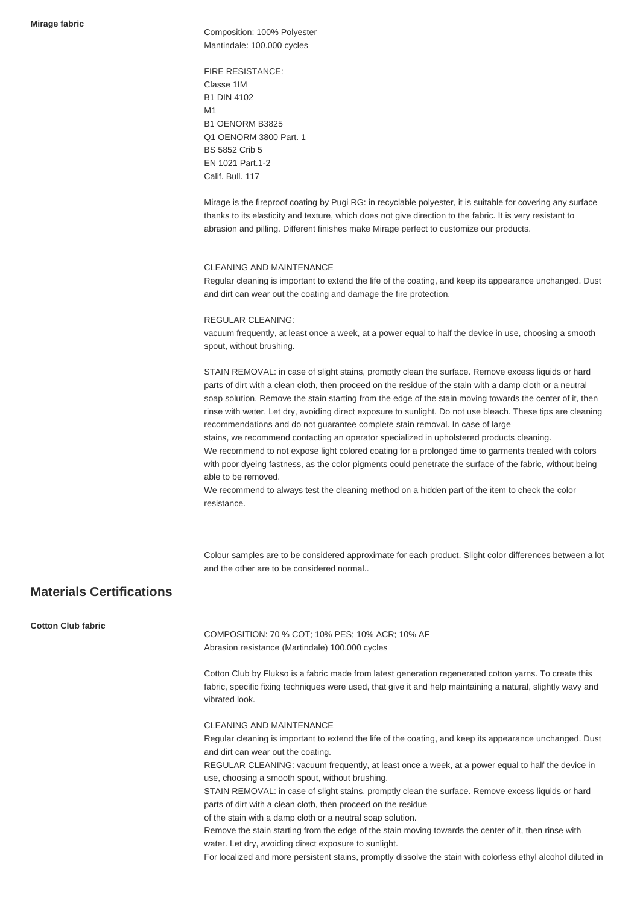**Mirage fabric**

Composition: 100% Polyester
Mantindale: 100.000 cycles

FIRE RESISTANCE:
Classe 1IM
B1 DIN 4102
M1
B1 OENORM B3825
Q1 OENORM 3800 Part. 1
BS 5852 Crib 5
EN 1021 Part.1-2
Calif. Bull. 117

Mirage is the fireproof coating by Pugi RG: in recyclable polyester, it is suitable for covering any surface thanks to its elasticity and texture, which does not give direction to the fabric. It is very resistant to abrasion and pilling. Different finishes make Mirage perfect to customize our products.

CLEANING AND MAINTENANCE
Regular cleaning is important to extend the life of the coating, and keep its appearance unchanged. Dust and dirt can wear out the coating and damage the fire protection.

REGULAR CLEANING:
vacuum frequently, at least once a week, at a power equal to half the device in use, choosing a smooth spout, without brushing.

STAIN REMOVAL: in case of slight stains, promptly clean the surface. Remove excess liquids or hard parts of dirt with a clean cloth, then proceed on the residue of the stain with a damp cloth or a neutral soap solution. Remove the stain starting from the edge of the stain moving towards the center of it, then rinse with water. Let dry, avoiding direct exposure to sunlight. Do not use bleach. These tips are cleaning recommendations and do not guarantee complete stain removal. In case of large
stains, we recommend contacting an operator specialized in upholstered products cleaning.
We recommend to not expose light colored coating for a prolonged time to garments treated with colors with poor dyeing fastness, as the color pigments could penetrate the surface of the fabric, without being able to be removed.
We recommend to always test the cleaning method on a hidden part of the item to check the color resistance.

Colour samples are to be considered approximate for each product. Slight color differences between a lot and the other are to be considered normal..

## Materials Certifications

**Cotton Club fabric**

COMPOSITION: 70 % COT; 10% PES; 10% ACR; 10% AF
Abrasion resistance (Martindale) 100.000 cycles

Cotton Club by Flukso is a fabric made from latest generation regenerated cotton yarns. To create this fabric, specific fixing techniques were used, that give it and help maintaining a natural, slightly wavy and vibrated look.

CLEANING AND MAINTENANCE
Regular cleaning is important to extend the life of the coating, and keep its appearance unchanged. Dust and dirt can wear out the coating.
REGULAR CLEANING: vacuum frequently, at least once a week, at a power equal to half the device in use, choosing a smooth spout, without brushing.
STAIN REMOVAL: in case of slight stains, promptly clean the surface. Remove excess liquids or hard parts of dirt with a clean cloth, then proceed on the residue
of the stain with a damp cloth or a neutral soap solution.
Remove the stain starting from the edge of the stain moving towards the center of it, then rinse with water. Let dry, avoiding direct exposure to sunlight.
For localized and more persistent stains, promptly dissolve the stain with colorless ethyl alcohol diluted in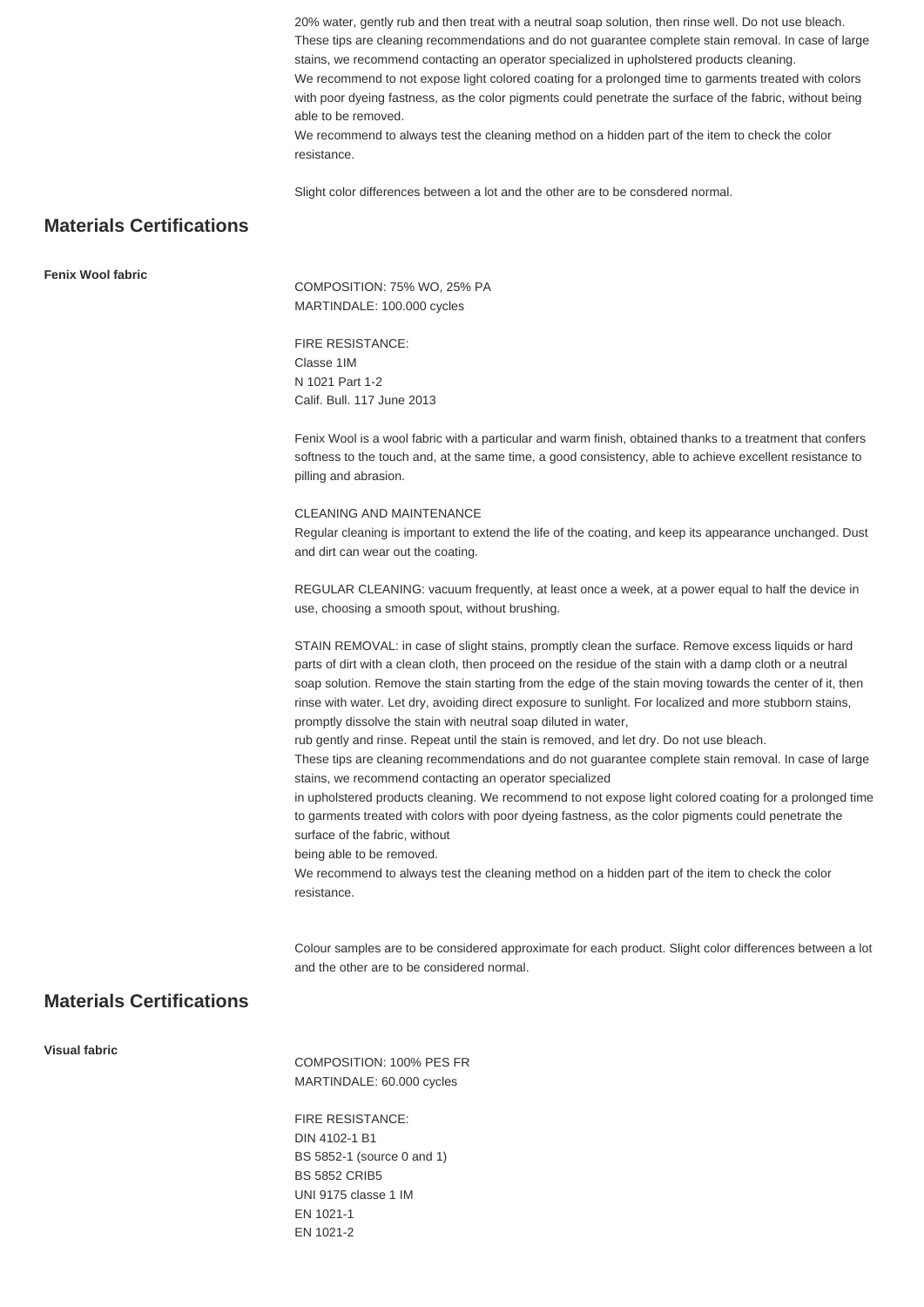20% water, gently rub and then treat with a neutral soap solution, then rinse well. Do not use bleach.
These tips are cleaning recommendations and do not guarantee complete stain removal. In case of large stains, we recommend contacting an operator specialized in upholstered products cleaning.
We recommend to not expose light colored coating for a prolonged time to garments treated with colors with poor dyeing fastness, as the color pigments could penetrate the surface of the fabric, without being able to be removed.
We recommend to always test the cleaning method on a hidden part of the item to check the color resistance.

Slight color differences between a lot and the other are to be consdered normal.

## Materials Certifications

**Fenix Wool fabric**

COMPOSITION: 75% WO, 25% PA
MARTINDALE: 100.000 cycles

FIRE RESISTANCE:
Classe 1IM
N 1021 Part 1-2
Calif. Bull. 117 June 2013

Fenix Wool is a wool fabric with a particular and warm finish, obtained thanks to a treatment that confers softness to the touch and, at the same time, a good consistency, able to achieve excellent resistance to pilling and abrasion.

CLEANING AND MAINTENANCE
Regular cleaning is important to extend the life of the coating, and keep its appearance unchanged. Dust and dirt can wear out the coating.

REGULAR CLEANING: vacuum frequently, at least once a week, at a power equal to half the device in use, choosing a smooth spout, without brushing.

STAIN REMOVAL: in case of slight stains, promptly clean the surface. Remove excess liquids or hard parts of dirt with a clean cloth, then proceed on the residue of the stain with a damp cloth or a neutral soap solution. Remove the stain starting from the edge of the stain moving towards the center of it, then rinse with water. Let dry, avoiding direct exposure to sunlight. For localized and more stubborn stains, promptly dissolve the stain with neutral soap diluted in water,
rub gently and rinse. Repeat until the stain is removed, and let dry. Do not use bleach.
These tips are cleaning recommendations and do not guarantee complete stain removal. In case of large stains, we recommend contacting an operator specialized
in upholstered products cleaning. We recommend to not expose light colored coating for a prolonged time to garments treated with colors with poor dyeing fastness, as the color pigments could penetrate the surface of the fabric, without
being able to be removed.
We recommend to always test the cleaning method on a hidden part of the item to check the color resistance.

Colour samples are to be considered approximate for each product. Slight color differences between a lot and the other are to be considered normal.

## Materials Certifications

**Visual fabric**

COMPOSITION: 100% PES FR
MARTINDALE: 60.000 cycles

FIRE RESISTANCE:
DIN 4102-1 B1
BS 5852-1 (source 0 and 1)
BS 5852 CRIB5
UNI 9175 classe 1 IM
EN 1021-1
EN 1021-2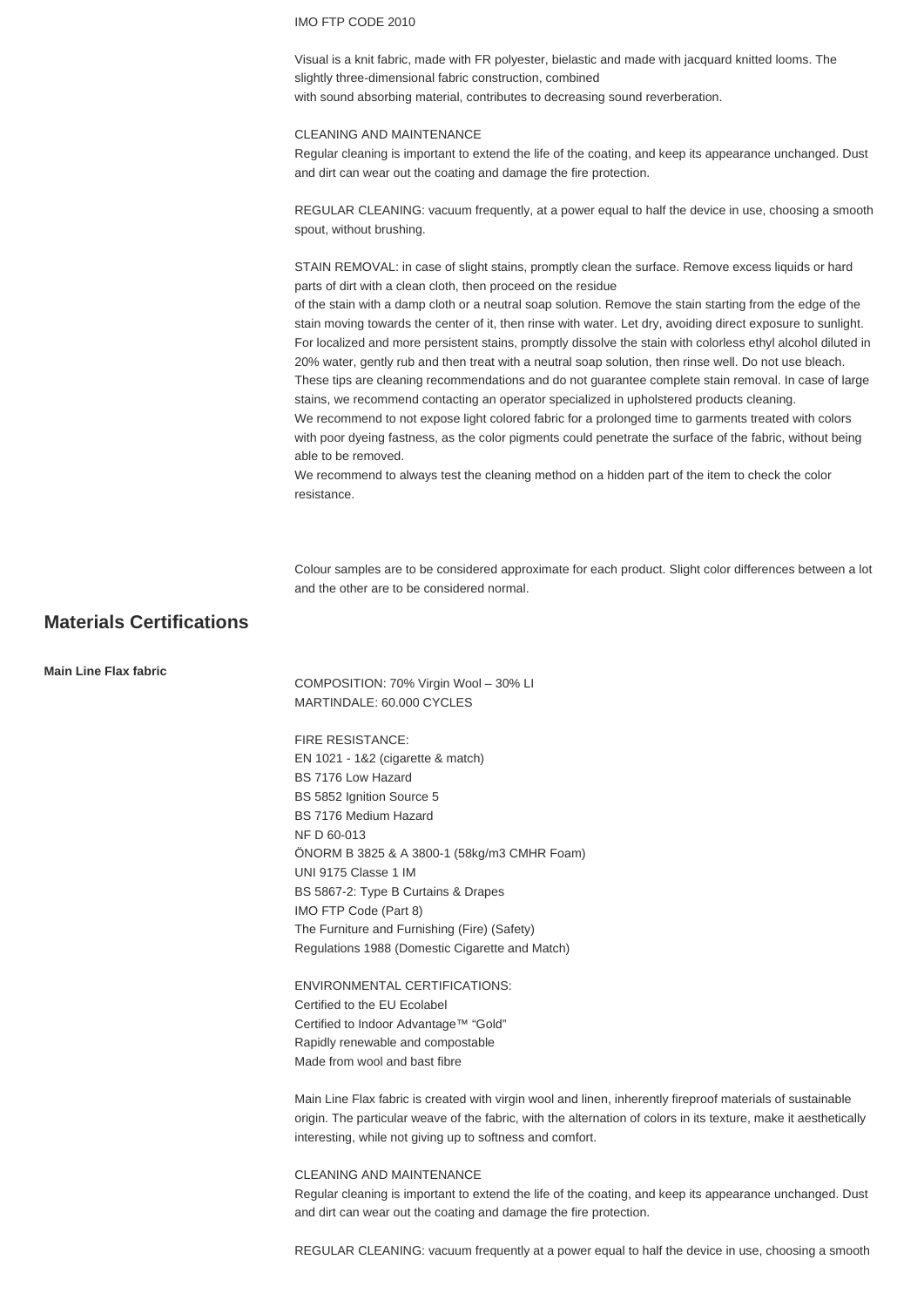IMO FTP CODE 2010

Visual is a knit fabric, made with FR polyester, bielastic and made with jacquard knitted looms. The slightly three-dimensional fabric construction, combined
with sound absorbing material, contributes to decreasing sound reverberation.

CLEANING AND MAINTENANCE
Regular cleaning is important to extend the life of the coating, and keep its appearance unchanged. Dust and dirt can wear out the coating and damage the fire protection.

REGULAR CLEANING: vacuum frequently, at a power equal to half the device in use, choosing a smooth spout, without brushing.

STAIN REMOVAL: in case of slight stains, promptly clean the surface. Remove excess liquids or hard parts of dirt with a clean cloth, then proceed on the residue
of the stain with a damp cloth or a neutral soap solution. Remove the stain starting from the edge of the stain moving towards the center of it, then rinse with water. Let dry, avoiding direct exposure to sunlight.
For localized and more persistent stains, promptly dissolve the stain with colorless ethyl alcohol diluted in 20% water, gently rub and then treat with a neutral soap solution, then rinse well. Do not use bleach.
These tips are cleaning recommendations and do not guarantee complete stain removal. In case of large stains, we recommend contacting an operator specialized in upholstered products cleaning.
We recommend to not expose light colored fabric for a prolonged time to garments treated with colors with poor dyeing fastness, as the color pigments could penetrate the surface of the fabric, without being able to be removed.
We recommend to always test the cleaning method on a hidden part of the item to check the color resistance.

Colour samples are to be considered approximate for each product. Slight color differences between a lot and the other are to be considered normal.

## Materials Certifications

**Main Line Flax fabric**

COMPOSITION: 70% Virgin Wool – 30% LI
MARTINDALE: 60.000 CYCLES

FIRE RESISTANCE:
EN 1021 - 1&2 (cigarette & match)
BS 7176 Low Hazard
BS 5852 Ignition Source 5
BS 7176 Medium Hazard
NF D 60-013
ÖNORM B 3825 & A 3800-1 (58kg/m3 CMHR Foam)
UNI 9175 Classe 1 IM
BS 5867-2: Type B Curtains & Drapes
IMO FTP Code (Part 8)
The Furniture and Furnishing (Fire) (Safety)
Regulations 1988 (Domestic Cigarette and Match)

ENVIRONMENTAL CERTIFICATIONS:
Certified to the EU Ecolabel
Certified to Indoor Advantage™ "Gold"
Rapidly renewable and compostable
Made from wool and bast fibre

Main Line Flax fabric is created with virgin wool and linen, inherently fireproof materials of sustainable origin. The particular weave of the fabric, with the alternation of colors in its texture, make it aesthetically interesting, while not giving up to softness and comfort.

CLEANING AND MAINTENANCE
Regular cleaning is important to extend the life of the coating, and keep its appearance unchanged. Dust and dirt can wear out the coating and damage the fire protection.

REGULAR CLEANING: vacuum frequently at a power equal to half the device in use, choosing a smooth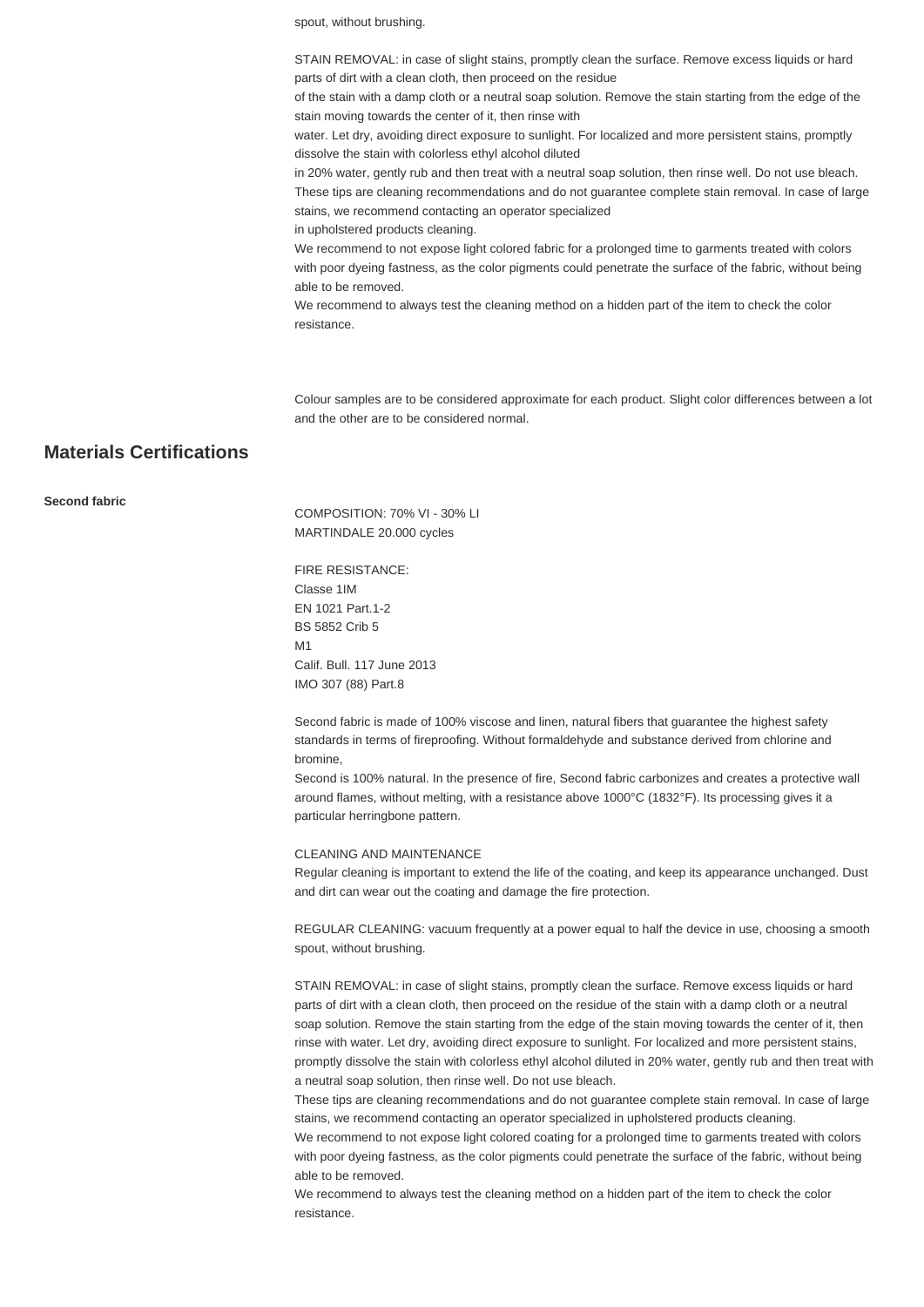spout, without brushing.

STAIN REMOVAL: in case of slight stains, promptly clean the surface. Remove excess liquids or hard parts of dirt with a clean cloth, then proceed on the residue of the stain with a damp cloth or a neutral soap solution. Remove the stain starting from the edge of the stain moving towards the center of it, then rinse with water. Let dry, avoiding direct exposure to sunlight. For localized and more persistent stains, promptly dissolve the stain with colorless ethyl alcohol diluted in 20% water, gently rub and then treat with a neutral soap solution, then rinse well. Do not use bleach. These tips are cleaning recommendations and do not guarantee complete stain removal. In case of large stains, we recommend contacting an operator specialized in upholstered products cleaning.

We recommend to not expose light colored fabric for a prolonged time to garments treated with colors with poor dyeing fastness, as the color pigments could penetrate the surface of the fabric, without being able to be removed.

We recommend to always test the cleaning method on a hidden part of the item to check the color resistance.

Colour samples are to be considered approximate for each product. Slight color differences between a lot and the other are to be considered normal.

## Materials Certifications

**Second fabric**

COMPOSITION: 70% VI - 30% LI
MARTINDALE 20.000 cycles

FIRE RESISTANCE:
Classe 1IM
EN 1021 Part.1-2
BS 5852 Crib 5
M1
Calif. Bull. 117 June 2013
IMO 307 (88) Part.8

Second fabric is made of 100% viscose and linen, natural fibers that guarantee the highest safety standards in terms of fireproofing. Without formaldehyde and substance derived from chlorine and bromine,
Second is 100% natural. In the presence of fire, Second fabric carbonizes and creates a protective wall around flames, without melting, with a resistance above 1000°C (1832°F). Its processing gives it a particular herringbone pattern.

CLEANING AND MAINTENANCE
Regular cleaning is important to extend the life of the coating, and keep its appearance unchanged. Dust and dirt can wear out the coating and damage the fire protection.

REGULAR CLEANING: vacuum frequently at a power equal to half the device in use, choosing a smooth spout, without brushing.

STAIN REMOVAL: in case of slight stains, promptly clean the surface. Remove excess liquids or hard parts of dirt with a clean cloth, then proceed on the residue of the stain with a damp cloth or a neutral soap solution. Remove the stain starting from the edge of the stain moving towards the center of it, then rinse with water. Let dry, avoiding direct exposure to sunlight. For localized and more persistent stains, promptly dissolve the stain with colorless ethyl alcohol diluted in 20% water, gently rub and then treat with a neutral soap solution, then rinse well. Do not use bleach.

These tips are cleaning recommendations and do not guarantee complete stain removal. In case of large stains, we recommend contacting an operator specialized in upholstered products cleaning.

We recommend to not expose light colored coating for a prolonged time to garments treated with colors with poor dyeing fastness, as the color pigments could penetrate the surface of the fabric, without being able to be removed.

We recommend to always test the cleaning method on a hidden part of the item to check the color resistance.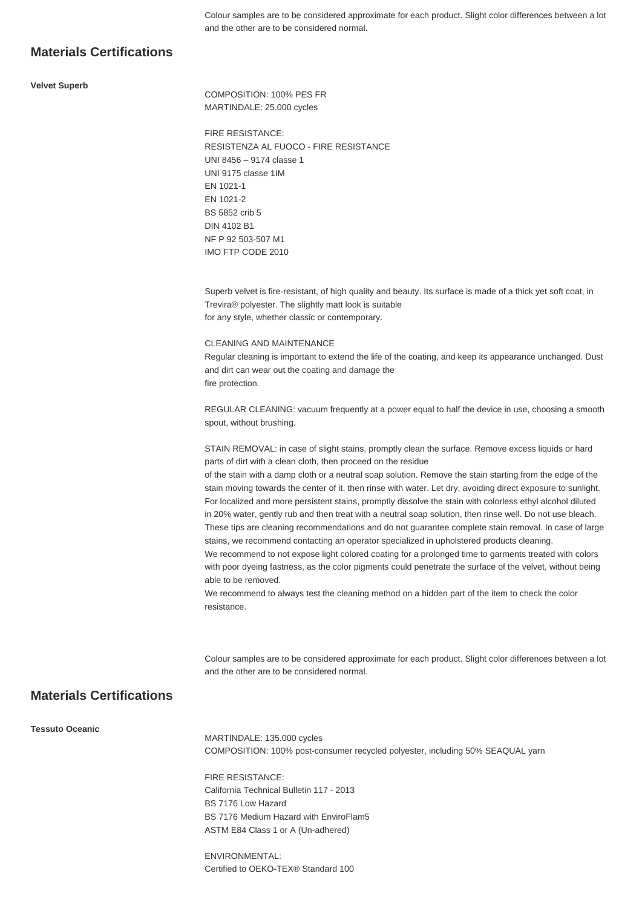Colour samples are to be considered approximate for each product. Slight color differences between a lot and the other are to be considered normal.

## Materials Certifications

**Velvet Superb**

COMPOSITION: 100% PES FR
MARTINDALE: 25.000 cycles

FIRE RESISTANCE:
RESISTENZA AL FUOCO - FIRE RESISTANCE
UNI 8456 – 9174 classe 1
UNI 9175 classe 1IM
EN 1021-1
EN 1021-2
BS 5852 crib 5
DIN 4102 B1
NF P 92 503-507 M1
IMO FTP CODE 2010

Superb velvet is fire-resistant, of high quality and beauty. Its surface is made of a thick yet soft coat, in Trevira® polyester. The slightly matt look is suitable for any style, whether classic or contemporary.

CLEANING AND MAINTENANCE
Regular cleaning is important to extend the life of the coating, and keep its appearance unchanged. Dust and dirt can wear out the coating and damage the fire protection.

REGULAR CLEANING: vacuum frequently at a power equal to half the device in use, choosing a smooth spout, without brushing.

STAIN REMOVAL: in case of slight stains, promptly clean the surface. Remove excess liquids or hard parts of dirt with a clean cloth, then proceed on the residue of the stain with a damp cloth or a neutral soap solution. Remove the stain starting from the edge of the stain moving towards the center of it, then rinse with water. Let dry, avoiding direct exposure to sunlight. For localized and more persistent stains, promptly dissolve the stain with colorless ethyl alcohol diluted in 20% water, gently rub and then treat with a neutral soap solution, then rinse well. Do not use bleach. These tips are cleaning recommendations and do not guarantee complete stain removal. In case of large stains, we recommend contacting an operator specialized in upholstered products cleaning.
We recommend to not expose light colored coating for a prolonged time to garments treated with colors with poor dyeing fastness, as the color pigments could penetrate the surface of the velvet, without being able to be removed.
We recommend to always test the cleaning method on a hidden part of the item to check the color resistance.

Colour samples are to be considered approximate for each product. Slight color differences between a lot and the other are to be considered normal.

## Materials Certifications

**Tessuto Oceanic**

MARTINDALE: 135.000 cycles
COMPOSITION: 100% post-consumer recycled polyester, including 50% SEAQUAL yarn

FIRE RESISTANCE:
California Technical Bulletin 117 - 2013
BS 7176 Low Hazard
BS 7176 Medium Hazard with EnviroFlam5
ASTM E84 Class 1 or A (Un-adhered)

ENVIRONMENTAL:
Certified to OEKO-TEX® Standard 100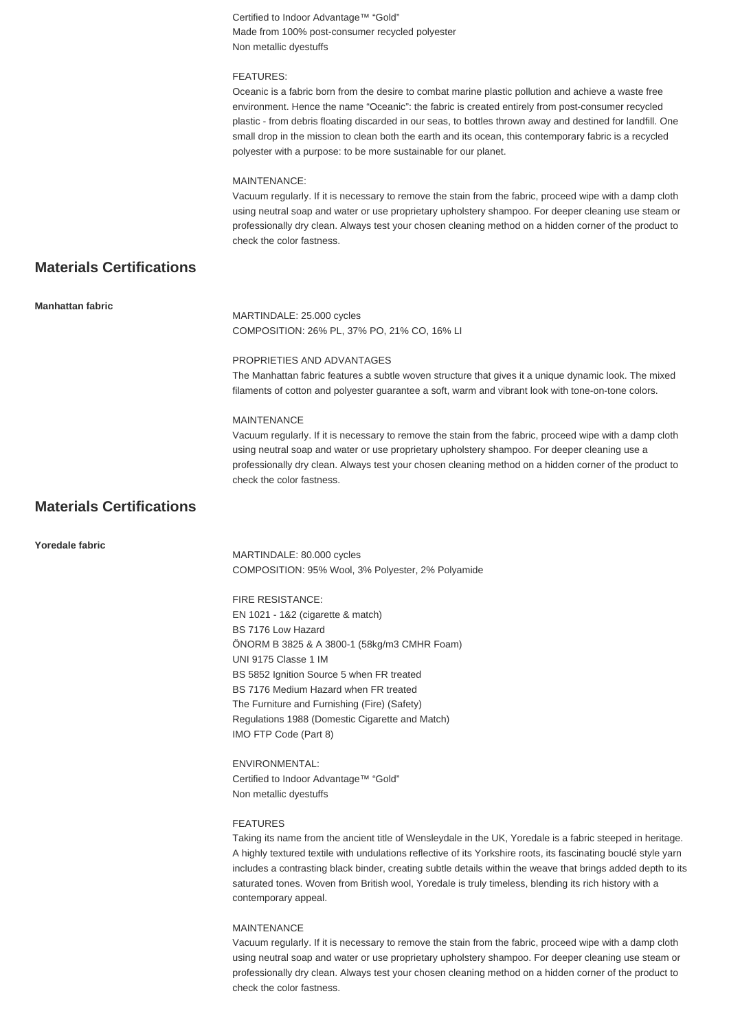Certified to Indoor Advantage™ "Gold"
Made from 100% post-consumer recycled polyester
Non metallic dyestuffs

FEATURES:
Oceanic is a fabric born from the desire to combat marine plastic pollution and achieve a waste free environment. Hence the name "Oceanic": the fabric is created entirely from post-consumer recycled plastic - from debris floating discarded in our seas, to bottles thrown away and destined for landfill. One small drop in the mission to clean both the earth and its ocean, this contemporary fabric is a recycled polyester with a purpose: to be more sustainable for our planet.

MAINTENANCE:
Vacuum regularly. If it is necessary to remove the stain from the fabric, proceed wipe with a damp cloth using neutral soap and water or use proprietary upholstery shampoo. For deeper cleaning use steam or professionally dry clean. Always test your chosen cleaning method on a hidden corner of the product to check the color fastness.

## Materials Certifications

**Manhattan fabric**

MARTINDALE: 25.000 cycles
COMPOSITION: 26% PL, 37% PO, 21% CO, 16% LI

PROPRIETIES AND ADVANTAGES
The Manhattan fabric features a subtle woven structure that gives it a unique dynamic look. The mixed filaments of cotton and polyester guarantee a soft, warm and vibrant look with tone-on-tone colors.

MAINTENANCE
Vacuum regularly. If it is necessary to remove the stain from the fabric, proceed wipe with a damp cloth using neutral soap and water or use proprietary upholstery shampoo. For deeper cleaning use a professionally dry clean. Always test your chosen cleaning method on a hidden corner of the product to check the color fastness.

## Materials Certifications

**Yoredale fabric**

MARTINDALE: 80.000 cycles
COMPOSITION: 95% Wool, 3% Polyester, 2% Polyamide

FIRE RESISTANCE:
EN 1021 - 1&2 (cigarette & match)
BS 7176 Low Hazard
ÖNORM B 3825 & A 3800-1 (58kg/m3 CMHR Foam)
UNI 9175 Classe 1 IM
BS 5852 Ignition Source 5 when FR treated
BS 7176 Medium Hazard when FR treated
The Furniture and Furnishing (Fire) (Safety)
Regulations 1988 (Domestic Cigarette and Match)
IMO FTP Code (Part 8)

ENVIRONMENTAL:
Certified to Indoor Advantage™ "Gold"
Non metallic dyestuffs

FEATURES
Taking its name from the ancient title of Wensleydale in the UK, Yoredale is a fabric steeped in heritage. A highly textured textile with undulations reflective of its Yorkshire roots, its fascinating bouclé style yarn includes a contrasting black binder, creating subtle details within the weave that brings added depth to its saturated tones. Woven from British wool, Yoredale is truly timeless, blending its rich history with a contemporary appeal.

MAINTENANCE
Vacuum regularly. If it is necessary to remove the stain from the fabric, proceed wipe with a damp cloth using neutral soap and water or use proprietary upholstery shampoo. For deeper cleaning use steam or professionally dry clean. Always test your chosen cleaning method on a hidden corner of the product to check the color fastness.